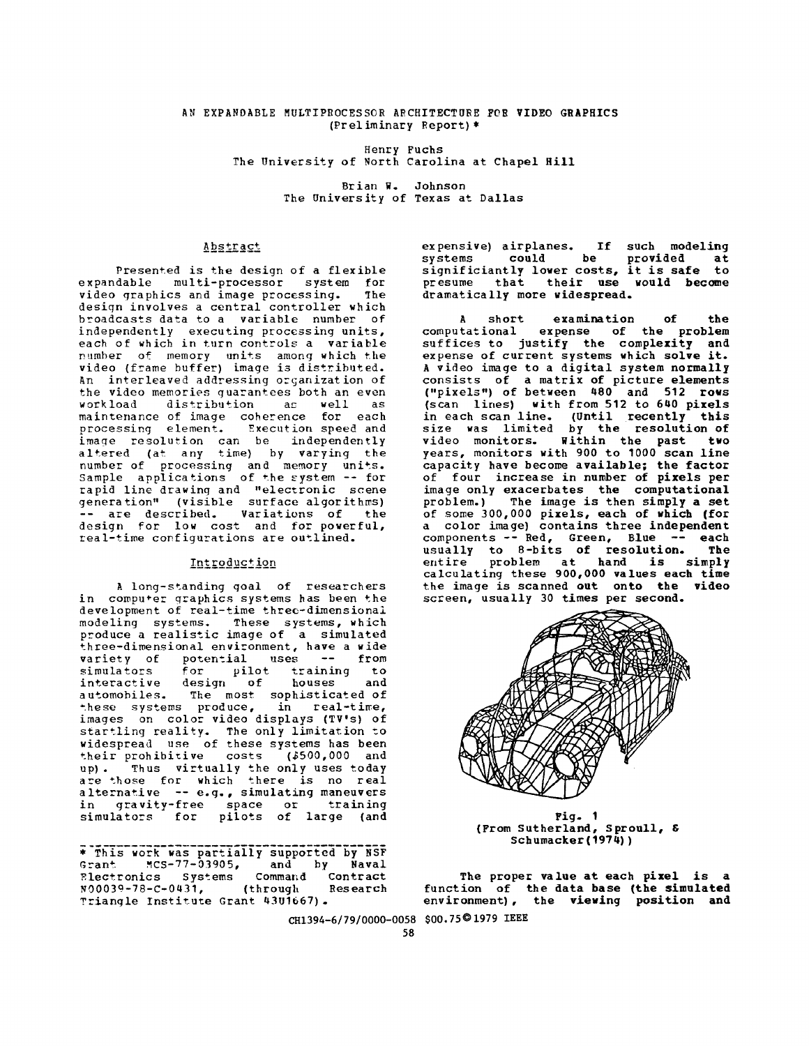# AN EXPANDABLE MULTIPROCESSOR ARCHITECTURE FOR VIDEO GRAPHICS (Preliminary Report)*

Henry Fuchs
The University of North Carolina at Chapel Hill

Brian W. Johnson
The University of Texas at Dallas

## Abstract

Presented is the design of a flexible expandable multi-processor system for video graphics and image processing. The design involves a central controller which broadcasts data to a variable number of independently executing processing units, each of which in turn controls a variable number of memory units among which the video (frame buffer) image is distributed. An interleaved addressing organization of the video memories guarantees both an even workload distribution as well as maintenance of image coherence for each processing element. Execution speed and image resolution can be independently altered (at any time) by varying the number of processing and memory units. Sample applications of the system -- for rapid line drawing and "electronic scene generation" (visible surface algorithms) -- are described. Variations of the design for low cost and for powerful, real-time configurations are outlined.

## Introduction

A long-standing goal of researchers in computer graphics systems has been the development of real-time three-dimensional modeling systems. These systems, which produce a realistic image of a simulated three-dimensional environment, have a wide variety of potential uses -- from simulators for pilot training to interactive design of houses and automobiles. The most sophisticated of these systems produce, in real-time, images on color video displays (TV's) of startling reality. The only limitation to widespread use of these systems has been their prohibitive costs ($500,000 and up). Thus virtually the only uses today are those for which there is no real alternative -- e.g., simulating maneuvers in gravity-free space or training simulators for pilots of large (and expensive) airplanes. If such modeling systems could be provided at significiantly lower costs, it is safe to presume that their use would become dramatically more widespread.

A short examination of the computational expense of the problem suffices to justify the complexity and expense of current systems which solve it. A video image to a digital system normally consists of a matrix of picture elements ("pixels") of between 480 and 512 rows (scan lines) with from 512 to 640 pixels in each scan line. (Until recently this size was limited by the resolution of video monitors. Within the past two years, monitors with 900 to 1000 scan line capacity have become available; the factor of four increase in number of pixels per image only exacerbates the computational problem.) The image is then simply a set of some 300,000 pixels, each of which (for a color image) contains three independent components -- Red, Green, Blue -- each usually to 8-bits of resolution. The entire problem at hand is simply calculating these 900,000 values each time the image is scanned out onto the video screen, usually 30 times per second.

Fig. 1
(From Sutherland, Sproull, & Schumacker(1974))

The proper value at each pixel is a function of the data base (the simulated environment), the viewing position and

---

\* This work was partially supported by NSF Grant MCS-77-03905, and by Naval Electronics Systems Command Contract N00039-78-C-0431, (through Research Triangle Institute Grant 43U1667).

CH1394-6/79/0000-0058 $00.75©1979 IEEE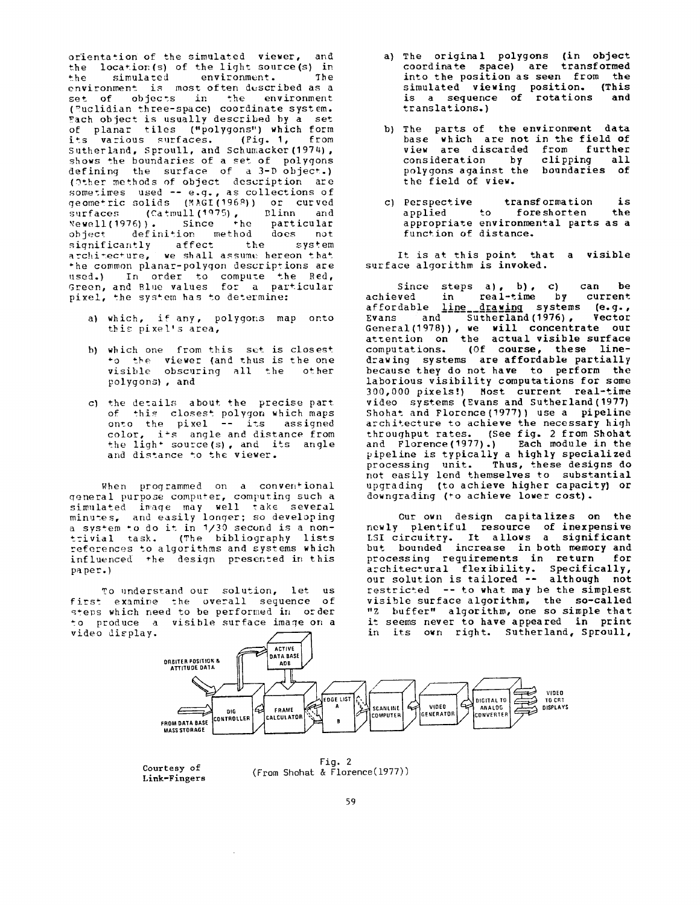orientation of the simulated viewer, and the location(s) of the light source(s) in the simulated environment. The environment is most often described as a set of objects in the environment (Euclidian three-space) coordinate system. Each object is usually described by a set of planar tiles ("polygons") which form its various surfaces. (Fig. 1, from Sutherland, Sproull, and Schumacker(1974), shows the boundaries of a set of polygons defining the surface of a 3-D object.) (Other methods of object description are sometimes used -- e.g., as collections of geometric solids (MAGI(1968)) or curved surfaces (Catmull(1975), Blinn and Newell(1976)). Since the particular object definition method does not significantly affect the system architecture, we shall assume hereon that the common planar-polygon descriptions are used.) In order to compute the Red, Green, and Blue values for a particular pixel, the system has to determine:

a) which, if any, polygons map onto this pixel's area,

b) which one from this set is closest to the viewer (and thus is the one visible obscuring all the other polygons), and

c) the details about the precise part of this closest polygon which maps onto the pixel -- its assigned color, its angle and distance from the light source(s), and its angle and distance to the viewer.

When programmed on a conventional general purpose computer, computing such a simulated image may well take several minutes, and easily longer; so developing a system to do it in 1/30 second is a non-trivial task. (The bibliography lists references to algorithms and systems which influenced the design presented in this paper.)

To understand our solution, let us first examine the overall sequence of steps which need to be performed in order to produce a visible surface image on a video display.

a) The original polygons (in object coordinate space) are transformed into the position as seen from the simulated viewing position. (This is a sequence of rotations and translations.)

b) The parts of the environment data base which are not in the field of view are discarded from further consideration by clipping all polygons against the boundaries of the field of view.

c) Perspective transformation is applied to foreshorten the appropriate environmental parts as a function of distance.

It is at this point that a visible surface algorithm is invoked.

Since steps a), b), c) can be achieved in real-time by current affordable line drawing systems (e.g., Evans and Sutherland(1976), Vector General(1978)), we will concentrate our attention on the actual visible surface computations. (Of course, these line-drawing systems are affordable partially because they do not have to perform the laborious visibility computations for some 300,000 pixels!) Most current real-time video systems (Evans and Sutherland(1977) Shohat and Florence(1977)) use a pipeline architecture to achieve the necessary high throughput rates. (See fig. 2 from Shohat and Florence(1977).) Each module in the pipeline is typically a highly specialized processing unit. Thus, these designs do not easily lend themselves to substantial upgrading (to achieve higher capacity) or downgrading (to achieve lower cost).

Our own design capitalizes on the newly plentiful resource of inexpensive LSI circuitry. It allows a significant but bounded increase in both memory and processing requirements in return for architectural flexibility. Specifically, our solution is tailored -- although not restricted -- to what may be the simplest visible surface algorithm, the so-called "Z buffer" algorithm, one so simple that it seems never to have appeared in print in its own right. Sutherland, Sproull,

ACTIVE DATA BASE ADB

ORBITER POSITION & ATTITUDE DATA

FROM DATA BASE MASS STORAGE

DIG CONTROLLER

FRAME CALCULATOR

EDGE LIST A B

SCANLINE COMPUTER

VIDEO GENERATOR

DIGITAL TO ANALOG CONVERTER

VIDEO TO CRT DISPLAYS

Courtesy of Link-Fingers

Fig. 2
(From Shohat & Florence(1977))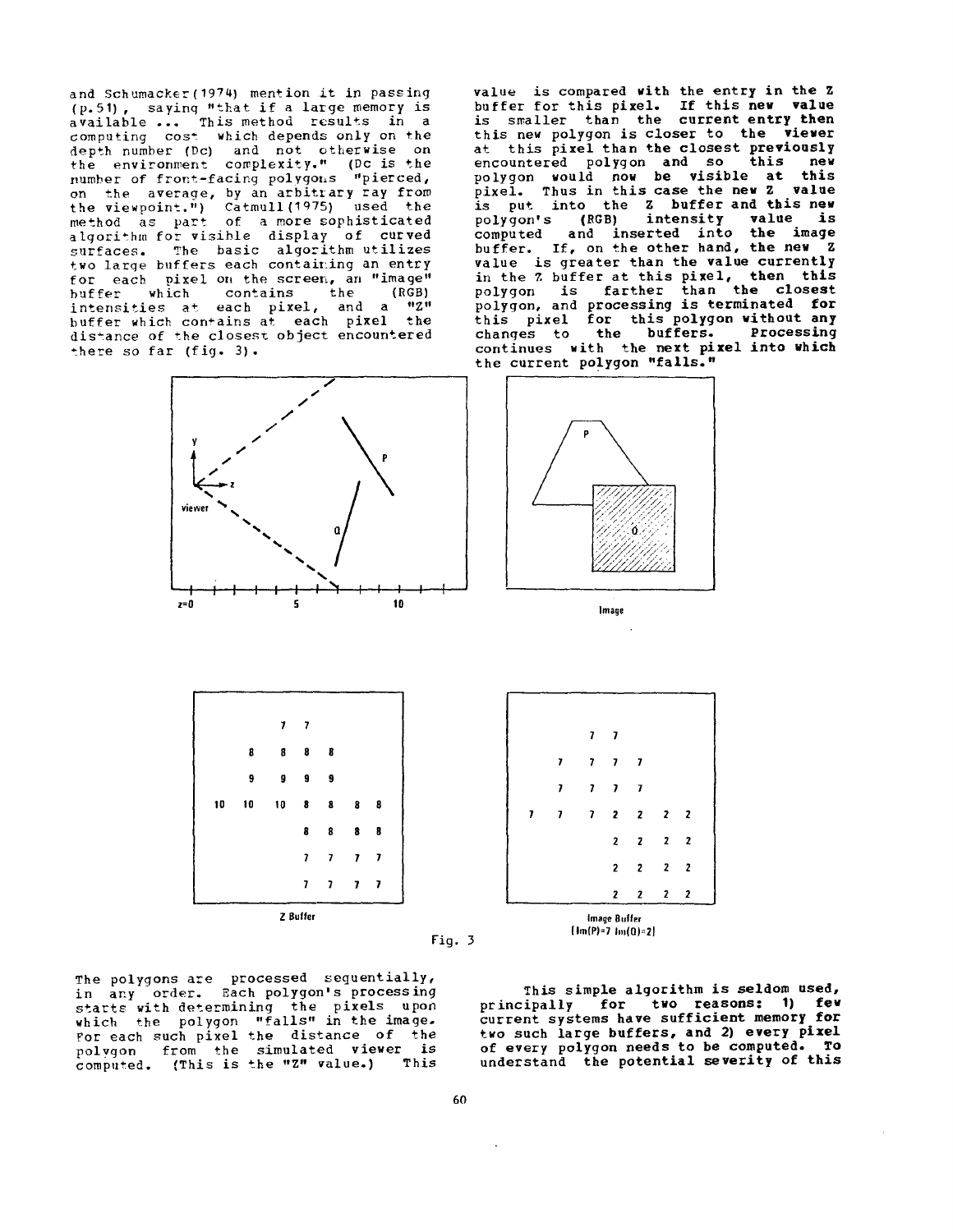and Schumacker(1974) mention it in passing (p.51), saying "that if a large memory is available ... This method results in a computing cost which depends only on the depth number (Dc) and not otherwise on the environment complexity." (Dc is the number of front-facing polygons "pierced," on the average, by an arbitrary ray from the viewpoint.") Catmull(1975) used the method as part of a more sophisticated algorithm for visible display of curved surfaces. The basic algorithm utilizes two large buffers each containing an entry for each pixel on the screen, an "image" buffer which contains the (RGB) intensities at each pixel, and a "Z" buffer which contains at each pixel the distance of the closest object encountered there so far (fig. 3).

value is compared with the entry in the Z buffer for this pixel. If this new value is smaller than the current entry then this new polygon is closer to the viewer at this pixel than the closest previously encountered polygon and so this new polygon would now be visible at this pixel. Thus in this case the new Z value is put into the Z buffer and this new polygon's (RGB) intensity value is computed and inserted into the image buffer. If, on the other hand, the new Z value is greater than the value currently in the Z buffer at this pixel, then this polygon is farther than the closest polygon, and processing is terminated for this pixel for this polygon without any changes to the buffers. Processing continues with the next pixel into which the current polygon "falls."

y
z
viewer
P
Q
z=0
5
10

P
Q
Image

7 7
8 8 8 8
9 9 9 9
10 10 10 8 8 8 8
8 8 8 8
7 7 7 7
7 7 7 7

Z Buffer

7 7
7 7 7 7
7 7 7 7
7 7 7 2 2 2 2
2 2 2 2
2 2 2 2
2 2 2 2

Image Buffer
(Im(P)=7 Im(Q)=2)

Fig. 3

The polygons are processed sequentially, in any order. Each polygon's processing starts with determining the pixels upon which the polygon "falls" in the image. For each such pixel the distance of the polygon from the simulated viewer is computed. (This is the "Z" value.) This

This simple algorithm is seldom used, principally for two reasons: 1) few current systems have sufficient memory for two such large buffers, and 2) every pixel of every polygon needs to be computed. To understand the potential severity of this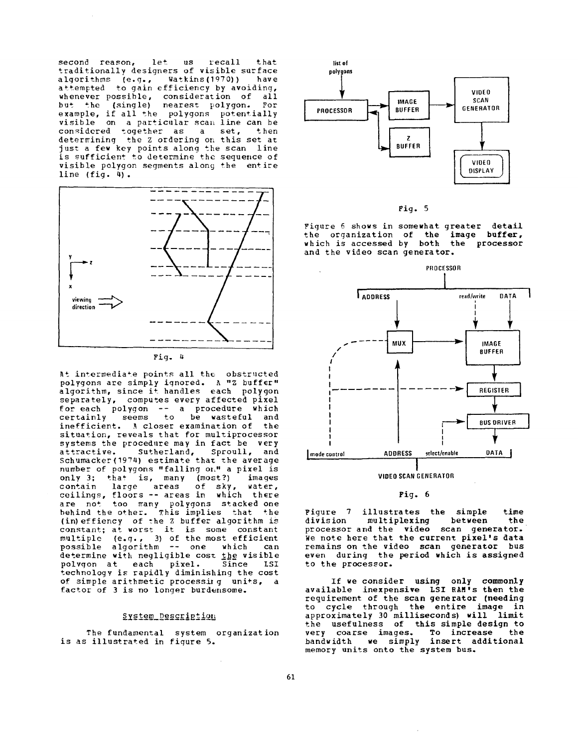second reason, let us recall that traditionally designers of visible surface algorithms (e.g., Watkins(1970)) have attempted to gain efficiency by avoiding, whenever possible, consideration of all but the (single) nearest polygon. For example, if all the polygons potentially visible on a particular scan line can be considered together as a set, then determining the z ordering on this set at just a few key points along the scan line is sufficient to determine the sequence of visible polygon segments along the entire line (fig. 4).

y
z
x
viewing direction

Fig. 4

At intermediate points all the obstructed polygons are simply ignored. A "Z buffer" algorithm, since it handles each polygon separately, computes every affected pixel for each polygon -- a procedure which certainly seems to be wasteful and inefficient. A closer examination of the situation, reveals that for multiprocessor systems the procedure may in fact be very attractive. Sutherland, Sproull, and Schumacker(1974) estimate that the average number of polygons "falling on" a pixel is only 3; that is, many (most?) images contain large areas of sky, water, ceilings, floors -- areas in which there are not too many polygons stacked one behind the other. This implies that the (in)effiency of the Z buffer algorithm is constant; at worst it is some constant multiple (e.g., 3) of the most efficient possible algorithm -- one which can determine with negligible cost the visible polygon at each pixel. Since LSI technology is rapidly diminishing the cost of simple arithmetic processing units, a factor of 3 is no longer burdensome.

## System Description

The fundamental system organization is as illustrated in figure 5.

list of polygons

PROCESSOR

IMAGE BUFFER

Z BUFFER

VIDEO SCAN GENERATOR

VIDEO DISPLAY

Fig. 5

Figure 6 shows in somewhat greater detail the organization of the image buffer, which is accessed by both the processor and the video scan generator.

PROCESSOR

ADDRESS

read/write

DATA

MUX

IMAGE BUFFER

REGISTER

BUS DRIVER

mode control

ADDRESS

select/enable

DATA

VIDEO SCAN GENERATOR

Fig. 6

Figure 7 illustrates the simple time division multiplexing between the processor and the video scan generator. We note here that the current pixel's data remains on the video scan generator bus even during the period which is assigned to the processor.

If we consider using only commonly available inexpensive LSI RAM's then the requirement of the scan generator (needing to cycle through the entire image in approximately 30 milliseconds) will limit the usefulness of this simple design to very coarse images. To increase the bandwidth we simply insert additional memory units onto the system bus.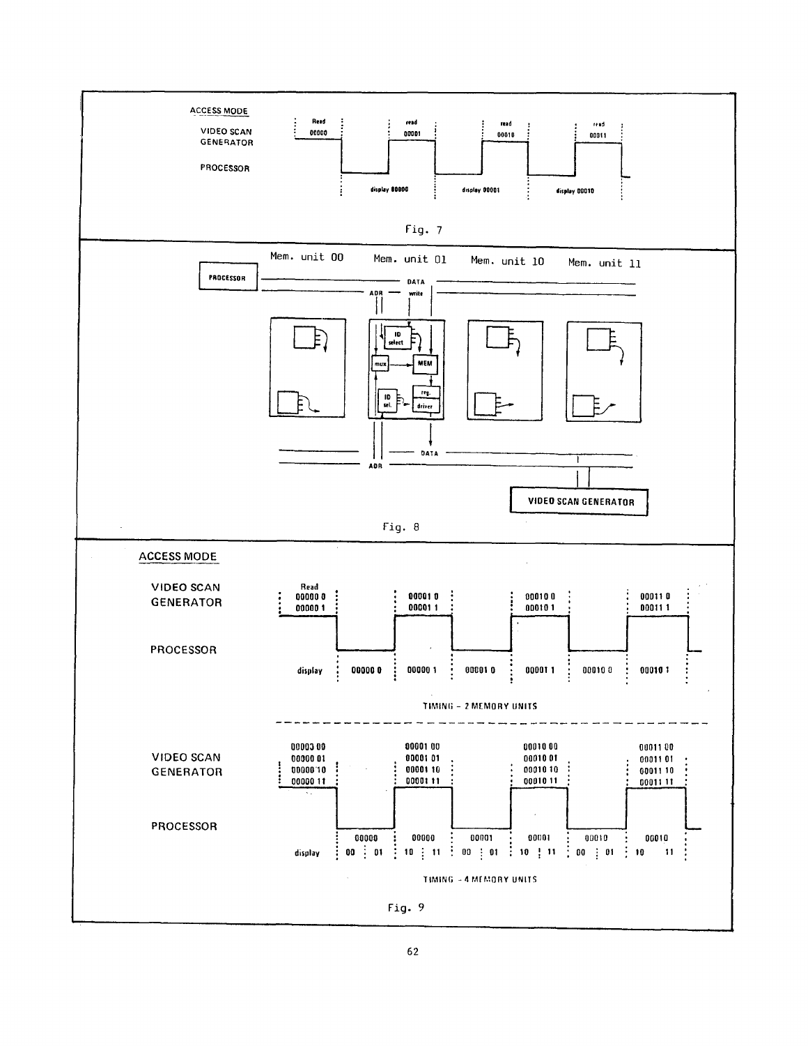ACCESS MODE

VIDEO SCAN GENERATOR

PROCESSOR

Read 00000

read 00001

read 00010

read 00011

display 00000

display 00001

display 00010

Fig. 7

Mem. unit 00

Mem. unit 01

Mem. unit 10

Mem. unit 11

PROCESSOR

DATA

ADR

write

ID select

mux

MEM

reg.

ID sel.

driver

DATA

ADR

VIDEO SCAN GENERATOR

Fig. 8

ACCESS MODE

VIDEO SCAN GENERATOR

PROCESSOR

Read 00000 0 00000 1

00001 0 00001 1

00010 0 00010 1

00011 0 00011 1

display

00000 0

00000 1

00001 0

00001 1

00010 0

00010 1

TIMING – 2 MEMORY UNITS

VIDEO SCAN GENERATOR

PROCESSOR

00000 00 00000 01 00000 10 00000 11

00001 00 00001 01 00001 10 00001 11

00010 00 00010 01 00010 10 00010 11

00011 00 00011 01 00011 10 00011 11

display

00000 00 01

00000 10 11

00001 00 01

00001 10 11

00010 00 01

00010 10 11

TIMING – 4 MEMORY UNITS

Fig. 9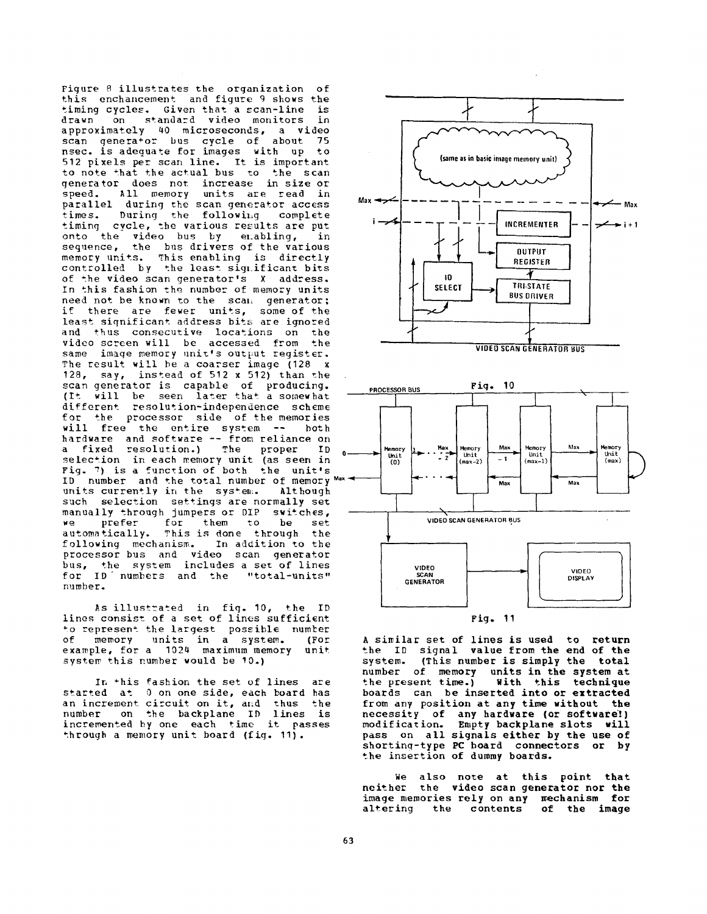Figure 8 illustrates the organization of this enchancement and figure 9 shows the timing cycles. Given that a scan-line is drawn on standard video monitors in approximately 40 microseconds, a video scan generator bus cycle of about 75 nsec. is adequate for images with up to 512 pixels per scan line. It is important to note that the actual bus to the scan generator does not increase in size or speed. All memory units are read in parallel during the scan generator access times. During the following complete timing cycle, the various results are put onto the video bus by enabling, in sequence, the bus drivers of the various memory units. This enabling is directly controlled by the least significant bits of the video scan generator's X address. In this fashion the number of memory units need not be known to the scan generator; if there are fewer units, some of the least significant address bits are ignored and thus consecutive locations on the video screen will be accessed from the same image memory unit's output register. The result will be a coarser image (128 x 128, say, instead of 512 x 512) than the scan generator is capable of producing. (It will be seen later that a somewhat different resolution-independence scheme for the processor side of the memories will free the entire system -- both hardware and software -- from reliance on a fixed resolution.) The proper ID selection in each memory unit (as seen in Fig. 7) is a function of both the unit's ID number and the total number of memory units currently in the system. Although such selection settings are normally set manually through jumpers or DIP switches, we prefer for them to be set automatically. This is done through the following mechanism. In addition to the processor bus and video scan generator bus, the system includes a set of lines for ID numbers and the "total-units" number.

As illustrated in fig. 10, the ID lines consist of a set of lines sufficient to represent the largest possible number of memory units in a system. (For example, for a 1024 maximum memory unit system this number would be 10.)

In this fashion the set of lines are started at 0 on one side, each board has an increment circuit on it, and thus the number on the backplane ID lines is incremented by one each time it passes through a memory unit board (fig. 11).

(same as in basic image memory unit)

Max

i

INCREMENTER

i + 1

OUTPUT REGISTER

ID SELECT

TRI-STATE BUS DRIVER

VIDEO SCAN GENERATOR BUS

Fig. 10

PROCESSOR BUS

Memory Unit (0)

Memory Unit (max-2)

Memory Unit (max-1)

Memory Unit (max)

VIDEO SCAN GENERATOR BUS

VIDEO SCAN GENERATOR

VIDEO DISPLAY

Fig. 11

**A similar set of lines is used to return the ID signal value from the end of the system. (This number is simply the total number of memory units in the system at the present time.) With this technique boards can be inserted into or extracted from any position at any time without the necessity of any hardware (or software!) modification. Empty backplane slots will pass on all signals either by the use of shorting-type PC board connectors or by the insertion of dummy boards.**

We also note at this point that neither the video scan generator nor the image memories rely on any mechanism for altering the contents of the image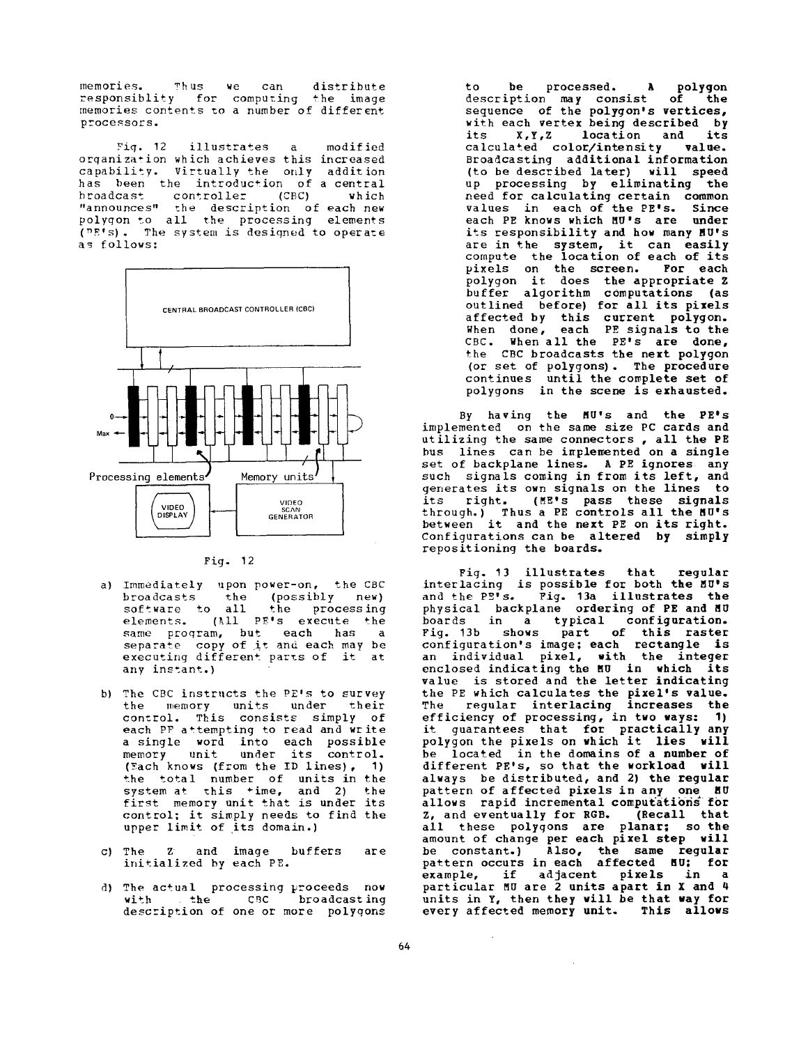memories. Thus we can distribute responsiblity for computing the image memories contents to a number of different processors.

Fig. 12 illustrates a modified organization which achieves this increased capability. Virtually the only addition has been the introduction of a central broadcast controller (CBC) which "announces" the description of each new polygon to all the processing elements (PE's). The system is designed to operate as follows:

CENTRAL BROADCAST CONTROLLER (CBC)

0

Max

Processing elements

Memory units

VIDEO DISPLAY

VIDEO SCAN GENERATOR

Fig. 12

a) Immediately upon power-on, the CBC broadcasts the (possibly new) software to all the processing elements. (All PE's execute the same program, but each has a separate copy of it and each may be executing different parts of it at any instant.)

b) The CBC instructs the PE's to survey the memory units under their control. This consists simply of each PE attempting to read and write a single word into each possible memory unit under its control. (Each knows (from the ID lines), 1) the total number of units in the system at this time, and 2) the first memory unit that is under its control; it simply needs to find the upper limit of its domain.)

c) The Z and image buffers are initialized by each PE.

d) The actual processing proceeds now with the CBC broadcasting description of one or more polygons to be processed. A polygon description may consist of the sequence of the polygon's vertices, with each vertex being described by its X,Y,Z location and its calculated color/intensity value. Broadcasting additional information (to be described later) will speed up processing by eliminating the need for calculating certain common values in each of the PE's. Since each PE knows which MU's are under its responsibility and how many MU's are in the system, it can easily compute the location of each of its pixels on the screen. For each polygon it does the appropriate Z buffer algorithm computations (as outlined before) for all its pixels affected by this current polygon. When done, each PE signals to the CBC. When all the PE's are done, the CBC broadcasts the next polygon (or set of polygons). The procedure continues until the complete set of polygons in the scene is exhausted.

By having the MU's and the PE's implemented on the same size PC cards and utilizing the same connectors, all the PE bus lines can be implemented on a single set of backplane lines. A PE ignores any such signals coming in from its left, and generates its own signals on the lines to its right. (ME's pass these signals through.) Thus a PE controls all the MU's between it and the next PE on its right. Configurations can be altered by simply repositioning the boards.

Fig. 13 illustrates that regular interlacing is possible for both the MU's and the PE's. Fig. 13a illustrates the physical backplane ordering of PE and MU boards in a typical configuration. Fig. 13b shows part of this raster configuration's image; each rectangle is an individual pixel, with the integer enclosed indicating the MU in which its value is stored and the letter indicating the PE which calculates the pixel's value. The regular interlacing increases the efficiency of processing, in two ways: 1) it guarantees that for practically any polygon the pixels on which it lies will be located in the domains of a number of different PE's, so that the workload will always be distributed, and 2) the regular pattern of affected pixels in any one MU allows rapid incremental computations for Z, and eventually for RGB. (Recall that all these polygons are planar; so the amount of change per each pixel step will be constant.) Also, the same regular pattern occurs in each affected MU; for example, if adjacent pixels in a particular MU are 2 units apart in X and 4 units in Y, then they will be that way for every affected memory unit. This allows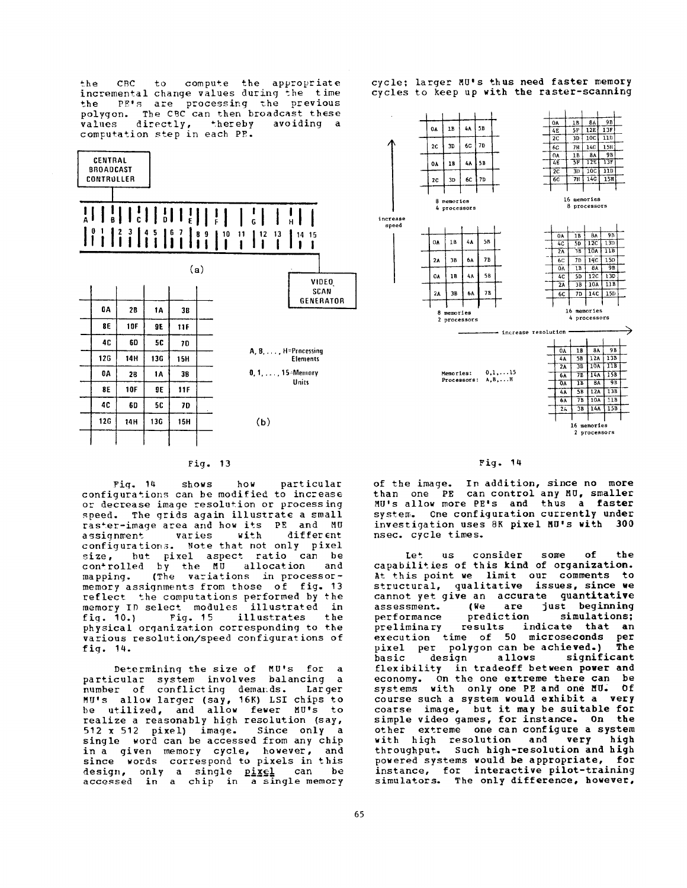the CBC to compute the appropriate incremental change values during the time the PE's are processing the previous polygon. The CBC can then broadcast these values directly, thereby avoiding a computation step in each PE.

CENTRAL BROADCAST CONTROLLER

A B C D E F G H

0 1 2 3 4 5 6 7 8 9 10 11 12 13 14 15

(a)

VIDEO SCAN GENERATOR

| | | | |
|---|---|---|---|
| 0A | 2B | 1A | 3B |
| 8E | 10F | 9E | 11F |
| 4C | 6D | 5C | 7D |
| 12G | 14H | 13G | 15H |
| 0A | 2B | 1A | 3B |
| 8E | 10F | 9E | 11F |
| 4C | 6D | 5C | 7D |
| 12G | 14H | 13G | 15H |

A, B, . . . , H=Processing Elements

0, 1, . . . , 15=Memory Units

(b)

Fig. 13

increase speed

| | | | |
|---|---|---|---|
| 0A | 1B | 4A | 5B |
| 2C | 3D | 6C | 7D |
| 0A | 1B | 4A | 5B |
| 2C | 3D | 6C | 7D |

8 memories
4 processors

| | | | |
|---|---|---|---|
| 0A | 1B | 8A | 9B |
| 4E | 5F | 12E | 13F |
| 2C | 3D | 10C | 11D |
| 6C | 7H | 14G | 15H |
| 0A | 1B | 8A | 9B |
| 4E | 5F | 12E | 13F |
| 2C | 3D | 10C | 11D |
| 6C | 7H | 14G | 15H |

16 memories
8 processors

| | | | |
|---|---|---|---|
| 0A | 1B | 4A | 5B |
| 2A | 3B | 6A | 7B |
| 0A | 1B | 4A | 5B |
| 2A | 3B | 6A | 7B |

8 memories
2 processors

| | | | |
|---|---|---|---|
| 0A | 1B | 8A | 9B |
| 4C | 5D | 12C | 13D |
| 2A | 3B | 10A | 11B |
| 6C | 7D | 14C | 15D |
| 0A | 1B | 8A | 9B |
| 4C | 5D | 12C | 13D |
| 2A | 3B | 10A | 11B |
| 6C | 7D | 14C | 15D |

16 memories
4 processors

increase resolution

Memories: 0,1,...15
Processors: A,B,...H

| | | | |
|---|---|---|---|
| 0A | 1B | 8A | 9B |
| 4A | 5B | 12A | 13B |
| 2A | 3B | 10A | 11B |
| 6A | 7B | 14A | 15B |
| 0A | 1B | 8A | 9B |
| 4A | 5B | 12A | 13B |
| 6A | 7B | 10A | 11B |
| 2A | 3B | 14A | 15B |

16 memories
2 processors

Fig. 14

Fig. 14 shows how particular configurations can be modified to increase or decrease image resolution or processing speed. The grids again illustrate a small raster-image area and how its PE and MU assignment varies with different configurations. Note that not only pixel size, but pixel aspect ratio can be controlled by the MU allocation and mapping. (The variations in processor-memory assignments from those of fig. 13 reflect the computations performed by the memory ID select modules illustrated in fig. 10.) Fig. 15 illustrates the physical organization corresponding to the various resolution/speed configurations of fig. 14.

Determining the size of MU's for a particular system involves balancing a number of conflicting demands. Larger MU's allow larger (say, 16K) LSI chips to be utilized, and allow fewer MU's to realize a reasonably high resolution (say, 512 x 512 pixel) image. Since only a single word can be accessed from any chip in a given memory cycle, however, and since words correspond to pixels in this design, only a single pixel can be accessed in a chip in a single memory cycle; larger MU's thus need faster memory cycles to keep up with the raster-scanning of the image. In addition, since no more than one PE can control any MU, smaller MU's allow more PE's and thus a faster system. One configuration currently under investigation uses 8K pixel MU's with 300 nsec. cycle times.

Let us consider some of the capabilities of this kind of organization. At this point we limit our comments to structural, qualitative issues, since we cannot yet give an accurate quantitative assessment. (We are just beginning performance prediction simulations; preliminary results indicate that an execution time of 50 microseconds per pixel per polygon can be achieved.) The basic design allows significant flexibility in tradeoff between power and economy. On the one extreme there can be systems with only one PE and one MU. Of course such a system would exhibit a very coarse image, but it may be suitable for simple video games, for instance. On the other extreme one can configure a system with high resolution and very high throughput. Such high-resolution and high powered systems would be appropriate, for instance, for interactive pilot-training simulators. The only difference, however,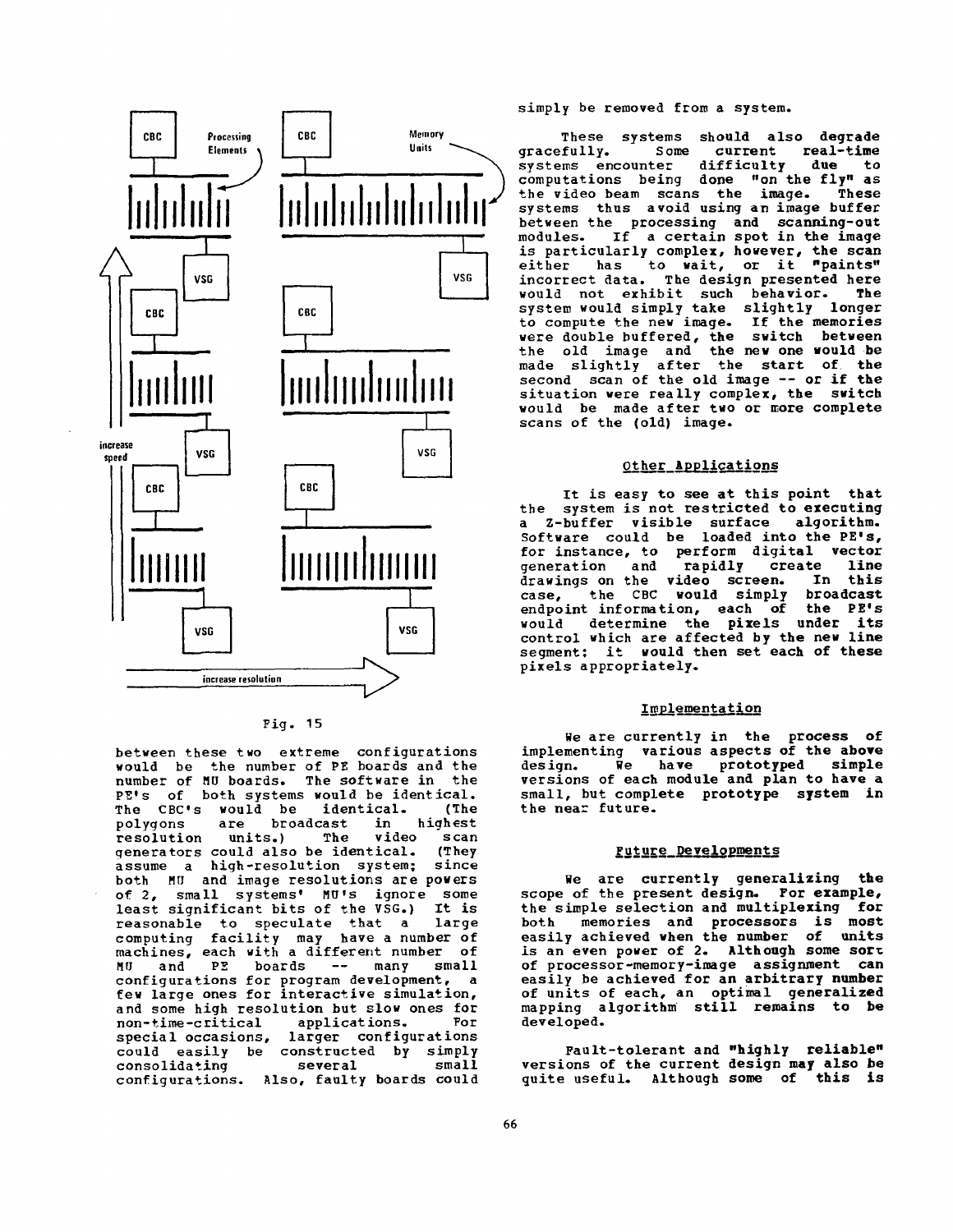CBC

Processing Elements

CBC

Memory Units

VSG

VSG

CBC

CBC

VSG

VSG

increase speed

CBC

CBC

VSG

VSG

increase resolution

Fig. 15

between these two extreme configurations would be the number of PE boards and the number of MU boards. The software in the PE's of both systems would be identical. The CBC's would be identical. (The polygons are broadcast in highest resolution units.) The video scan generators could also be identical. (They assume a high-resolution system; since both MU and image resolutions are powers of 2, small systems' MU's ignore some least significant bits of the VSG.) It is reasonable to speculate that a large computing facility may have a number of machines, each with a different number of MU and PE boards -- many small configurations for program development, a few large ones for interactive simulation, and some high resolution but slow ones for non-time-critical applications. For special occasions, larger configurations could easily be constructed by simply consolidating several small configurations. Also, faulty boards could simply be removed from a system.

These systems should also degrade gracefully. Some current real-time systems encounter difficulty due to computations being done "on the fly" as the video beam scans the image. These systems thus avoid using an image buffer between the processing and scanning-out modules. If a certain spot in the image is particularly complex, however, the scan either has to wait, or it "paints" incorrect data. The design presented here would not exhibit such behavior. The system would simply take slightly longer to compute the new image. If the memories were double buffered, the switch between the old image and the new one would be made slightly after the start of the second scan of the old image -- or if the situation were really complex, the switch would be made after two or more complete scans of the (old) image.

## Other Applications

It is easy to see at this point that the system is not restricted to executing a Z-buffer visible surface algorithm. Software could be loaded into the PE's, for instance, to perform digital vector generation and rapidly create line drawings on the video screen. In this case, the CBC would simply broadcast endpoint information, each of the PE's would determine the pixels under its control which are affected by the new line segment; it would then set each of these pixels appropriately.

## Implementation

We are currently in the process of implementing various aspects of the above design. We have prototyped simple versions of each module and plan to have a small, but complete prototype system in the near future.

## Future Developments

We are currently generalizing the scope of the present design. For example, the simple selection and multiplexing for both memories and processors is most easily achieved when the number of units is an even power of 2. Although some sort of processor-memory-image assignment can easily be achieved for an arbitrary number of units of each, an optimal generalized mapping algorithm still remains to be developed.

Fault-tolerant and "highly reliable" versions of the current design may also be quite useful. Although some of this is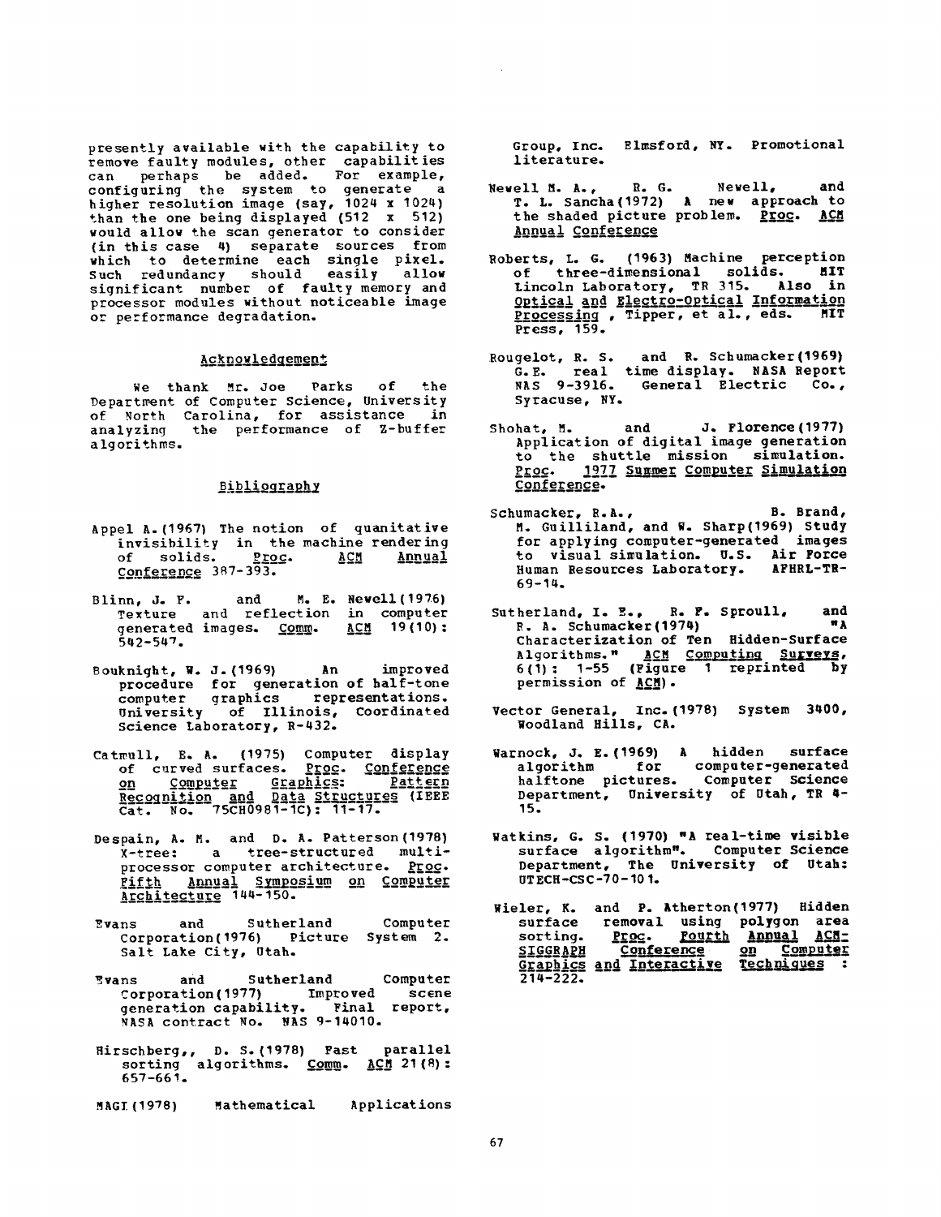presently available with the capability to remove faulty modules, other capabilities can perhaps be added. For example, configuring the system to generate a higher resolution image (say, 1024 x 1024) than the one being displayed (512 x 512) would allow the scan generator to consider (in this case 4) separate sources from which to determine each single pixel. Such redundancy should easily allow significant number of faulty memory and processor modules without noticeable image or performance degradation.

## Acknowledgement

We thank Mr. Joe Parks of the Department of Computer Science, University of North Carolina, for assistance in analyzing the performance of Z-buffer algorithms.

## Bibliography

Appel A.(1967) The notion of quanitative invisibility in the machine rendering of solids. Proc. ACM Annual Conference 387-393.

Blinn, J. F. and M. E. Newell(1976) Texture and reflection in computer generated images. Comm. ACM 19(10): 542-547.

Bouknight, W. J.(1969) An improved procedure for generation of half-tone computer graphics representations. University of Illinois, Coordinated Science Laboratory, R-432.

Catmull, E. A. (1975) Computer display of curved surfaces. Proc. Conference on Computer Graphics: Pattern Recognition and Data Structures (IEEE Cat. No. 75CH0981-1C): 11-17.

Despain, A. M. and D. A. Patterson(1978) X-tree: a tree-structured multiprocessor computer architecture. Proc. Fifth Annual Symposium on Computer Architecture 144-150.

Evans and Sutherland Computer Corporation(1976) Picture System 2. Salt Lake City, Utah.

Evans and Sutherland Computer Corporation(1977) Improved scene generation capability. Final report, NASA contract No. NAS 9-14010.

Hirschberg,, D. S.(1978) Fast parallel sorting algorithms. Comm. ACM 21(8): 657-661.

MAGI(1978) Mathematical Applications Group, Inc. Elmsford, NY. Promotional literature.

Newell M. A., R. G. Newell, and T. L. Sancha(1972) A new approach to the shaded picture problem. Proc. ACM Annual Conference

Roberts, L. G. (1963) Machine perception of three-dimensional solids. MIT Lincoln Laboratory, TR 315. Also in Optical and Electro-Optical Information Processing, Tipper, et al., eds. MIT Press, 159.

Rougelot, R. S. and R. Schumacker(1969) G.E. real time display. NASA Report NAS 9-3916. General Electric Co., Syracuse, NY.

Shohat, M. and J. Florence(1977) Application of digital image generation to the shuttle mission simulation. Proc. 1977 Summer Computer Simulation Conference.

Schumacker, R.A., B. Brand, M. Guilliland, and W. Sharp(1969) Study for applying computer-generated images to visual simulation. U.S. Air Force Human Resources Laboratory. AFHRL-TR-69-14.

Sutherland, I. E., R. F. Sproull, and R. A. Schumacker(1974) "A Characterization of Ten Hidden-Surface Algorithms." ACM Computing Surveys, 6(1): 1-55 (Figure 1 reprinted by permission of ACM).

Vector General, Inc.(1978) System 3400, Woodland Hills, CA.

Warnock, J. E.(1969) A hidden surface algorithm for computer-generated halftone pictures. Computer Science Department, University of Utah, TR 4-15.

Watkins, G. S. (1970) "A real-time visible surface algorithm". Computer Science Department, The University of Utah: UTECH-CSC-70-101.

Wieler, K. and P. Atherton(1977) Hidden surface removal using polygon area sorting. Proc. Fourth Annual ACM-SIGGRAPH Conference on Computer Graphics and Interactive Techniques : 214-222.